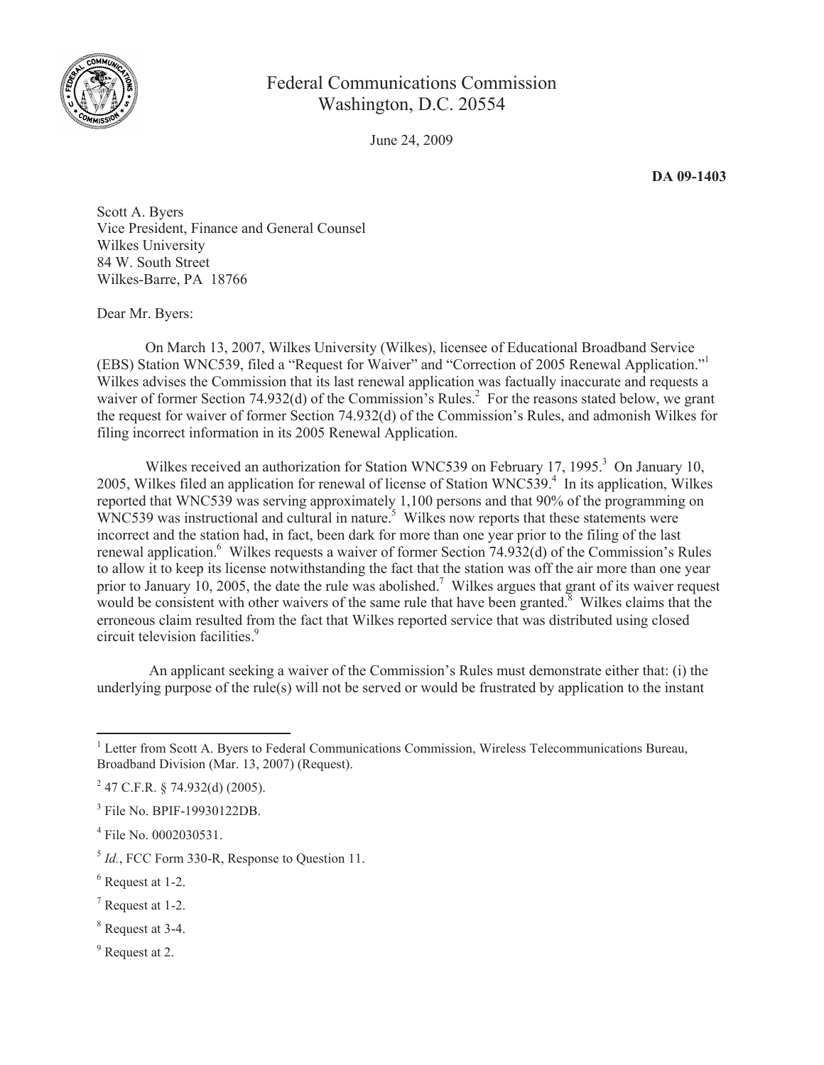Federal Communications Commission
Washington, D.C. 20554

June 24, 2009

**DA 09-1403**

Scott A. Byers
Vice President, Finance and General Counsel
Wilkes University
84 W. South Street
Wilkes-Barre, PA 18766

Dear Mr. Byers:

On March 13, 2007, Wilkes University (Wilkes), licensee of Educational Broadband Service (EBS) Station WNC539, filed a "Request for Waiver" and "Correction of 2005 Renewal Application."[1] Wilkes advises the Commission that its last renewal application was factually inaccurate and requests a waiver of former Section 74.932(d) of the Commission's Rules.[2] For the reasons stated below, we grant the request for waiver of former Section 74.932(d) of the Commission's Rules, and admonish Wilkes for filing incorrect information in its 2005 Renewal Application.

Wilkes received an authorization for Station WNC539 on February 17, 1995.[3] On January 10, 2005, Wilkes filed an application for renewal of license of Station WNC539.[4] In its application, Wilkes reported that WNC539 was serving approximately 1,100 persons and that 90% of the programming on WNC539 was instructional and cultural in nature.[5] Wilkes now reports that these statements were incorrect and the station had, in fact, been dark for more than one year prior to the filing of the last renewal application.[6] Wilkes requests a waiver of former Section 74.932(d) of the Commission's Rules to allow it to keep its license notwithstanding the fact that the station was off the air more than one year prior to January 10, 2005, the date the rule was abolished.[7] Wilkes argues that grant of its waiver request would be consistent with other waivers of the same rule that have been granted.[8] Wilkes claims that the erroneous claim resulted from the fact that Wilkes reported service that was distributed using closed circuit television facilities.[9]

An applicant seeking a waiver of the Commission's Rules must demonstrate either that: (i) the underlying purpose of the rule(s) will not be served or would be frustrated by application to the instant

---

[1] Letter from Scott A. Byers to Federal Communications Commission, Wireless Telecommunications Bureau, Broadband Division (Mar. 13, 2007) (Request).

[2] 47 C.F.R. § 74.932(d) (2005).

[3] File No. BPIF-19930122DB.

[4] File No. 0002030531.

[5] *Id.*, FCC Form 330-R, Response to Question 11.

[6] Request at 1-2.

[7] Request at 1-2.

[8] Request at 3-4.

[9] Request at 2.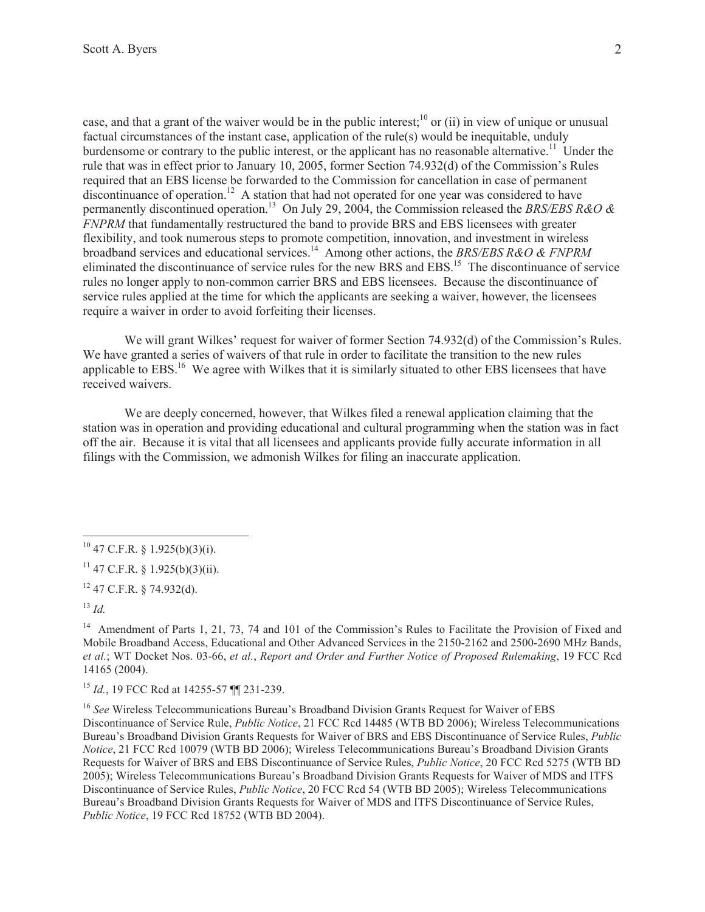case, and that a grant of the waiver would be in the public interest;[10] or (ii) in view of unique or unusual factual circumstances of the instant case, application of the rule(s) would be inequitable, unduly burdensome or contrary to the public interest, or the applicant has no reasonable alternative.[11] Under the rule that was in effect prior to January 10, 2005, former Section 74.932(d) of the Commission's Rules required that an EBS license be forwarded to the Commission for cancellation in case of permanent discontinuance of operation.[12] A station that had not operated for one year was considered to have permanently discontinued operation.[13] On July 29, 2004, the Commission released the *BRS/EBS R&O & FNPRM* that fundamentally restructured the band to provide BRS and EBS licensees with greater flexibility, and took numerous steps to promote competition, innovation, and investment in wireless broadband services and educational services.[14] Among other actions, the *BRS/EBS R&O & FNPRM* eliminated the discontinuance of service rules for the new BRS and EBS.[15] The discontinuance of service rules no longer apply to non-common carrier BRS and EBS licensees. Because the discontinuance of service rules applied at the time for which the applicants are seeking a waiver, however, the licensees require a waiver in order to avoid forfeiting their licenses.

We will grant Wilkes' request for waiver of former Section 74.932(d) of the Commission's Rules. We have granted a series of waivers of that rule in order to facilitate the transition to the new rules applicable to EBS.[16] We agree with Wilkes that it is similarly situated to other EBS licensees that have received waivers.

We are deeply concerned, however, that Wilkes filed a renewal application claiming that the station was in operation and providing educational and cultural programming when the station was in fact off the air. Because it is vital that all licensees and applicants provide fully accurate information in all filings with the Commission, we admonish Wilkes for filing an inaccurate application.

---

[10] 47 C.F.R. § 1.925(b)(3)(i).

[11] 47 C.F.R. § 1.925(b)(3)(ii).

[12] 47 C.F.R. § 74.932(d).

[13] *Id.*

[14] Amendment of Parts 1, 21, 73, 74 and 101 of the Commission's Rules to Facilitate the Provision of Fixed and Mobile Broadband Access, Educational and Other Advanced Services in the 2150-2162 and 2500-2690 MHz Bands, *et al.*; WT Docket Nos. 03-66, *et al.*, *Report and Order and Further Notice of Proposed Rulemaking*, 19 FCC Rcd 14165 (2004).

[15] *Id.*, 19 FCC Rcd at 14255-57 ¶¶ 231-239.

[16] *See* Wireless Telecommunications Bureau's Broadband Division Grants Request for Waiver of EBS Discontinuance of Service Rule, *Public Notice*, 21 FCC Rcd 14485 (WTB BD 2006); Wireless Telecommunications Bureau's Broadband Division Grants Requests for Waiver of BRS and EBS Discontinuance of Service Rules, *Public Notice*, 21 FCC Rcd 10079 (WTB BD 2006); Wireless Telecommunications Bureau's Broadband Division Grants Requests for Waiver of BRS and EBS Discontinuance of Service Rules, *Public Notice*, 20 FCC Rcd 5275 (WTB BD 2005); Wireless Telecommunications Bureau's Broadband Division Grants Requests for Waiver of MDS and ITFS Discontinuance of Service Rules, *Public Notice*, 20 FCC Rcd 54 (WTB BD 2005); Wireless Telecommunications Bureau's Broadband Division Grants Requests for Waiver of MDS and ITFS Discontinuance of Service Rules, *Public Notice*, 19 FCC Rcd 18752 (WTB BD 2004).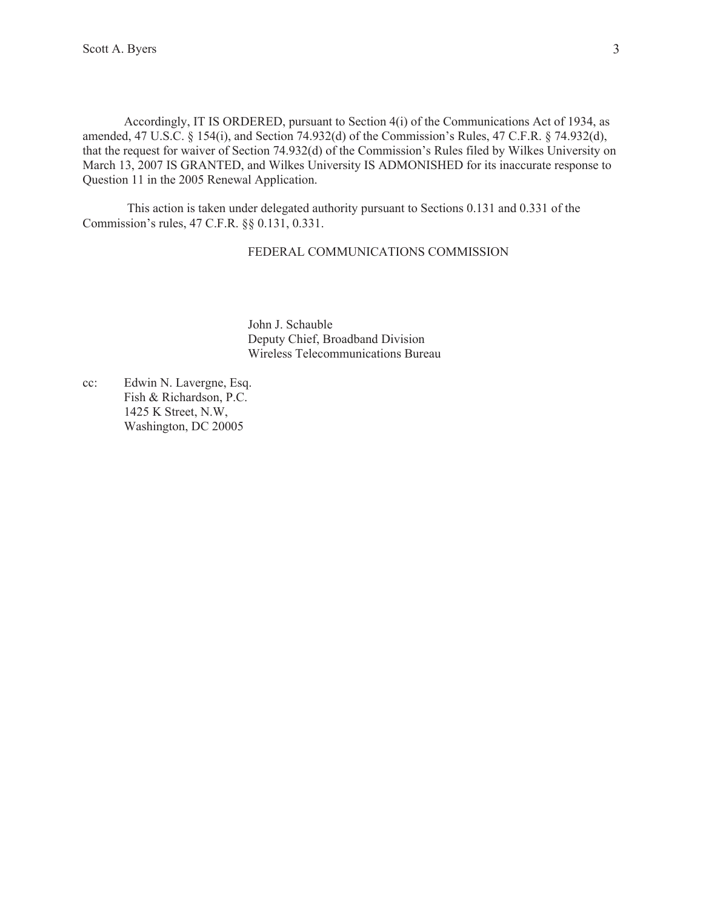Accordingly, IT IS ORDERED, pursuant to Section 4(i) of the Communications Act of 1934, as amended, 47 U.S.C. § 154(i), and Section 74.932(d) of the Commission's Rules, 47 C.F.R. § 74.932(d), that the request for waiver of Section 74.932(d) of the Commission's Rules filed by Wilkes University on March 13, 2007 IS GRANTED, and Wilkes University IS ADMONISHED for its inaccurate response to Question 11 in the 2005 Renewal Application.

This action is taken under delegated authority pursuant to Sections 0.131 and 0.331 of the Commission's rules, 47 C.F.R. §§ 0.131, 0.331.

FEDERAL COMMUNICATIONS COMMISSION

John J. Schauble
Deputy Chief, Broadband Division
Wireless Telecommunications Bureau

cc: Edwin N. Lavergne, Esq.
Fish & Richardson, P.C.
1425 K Street, N.W,
Washington, DC 20005